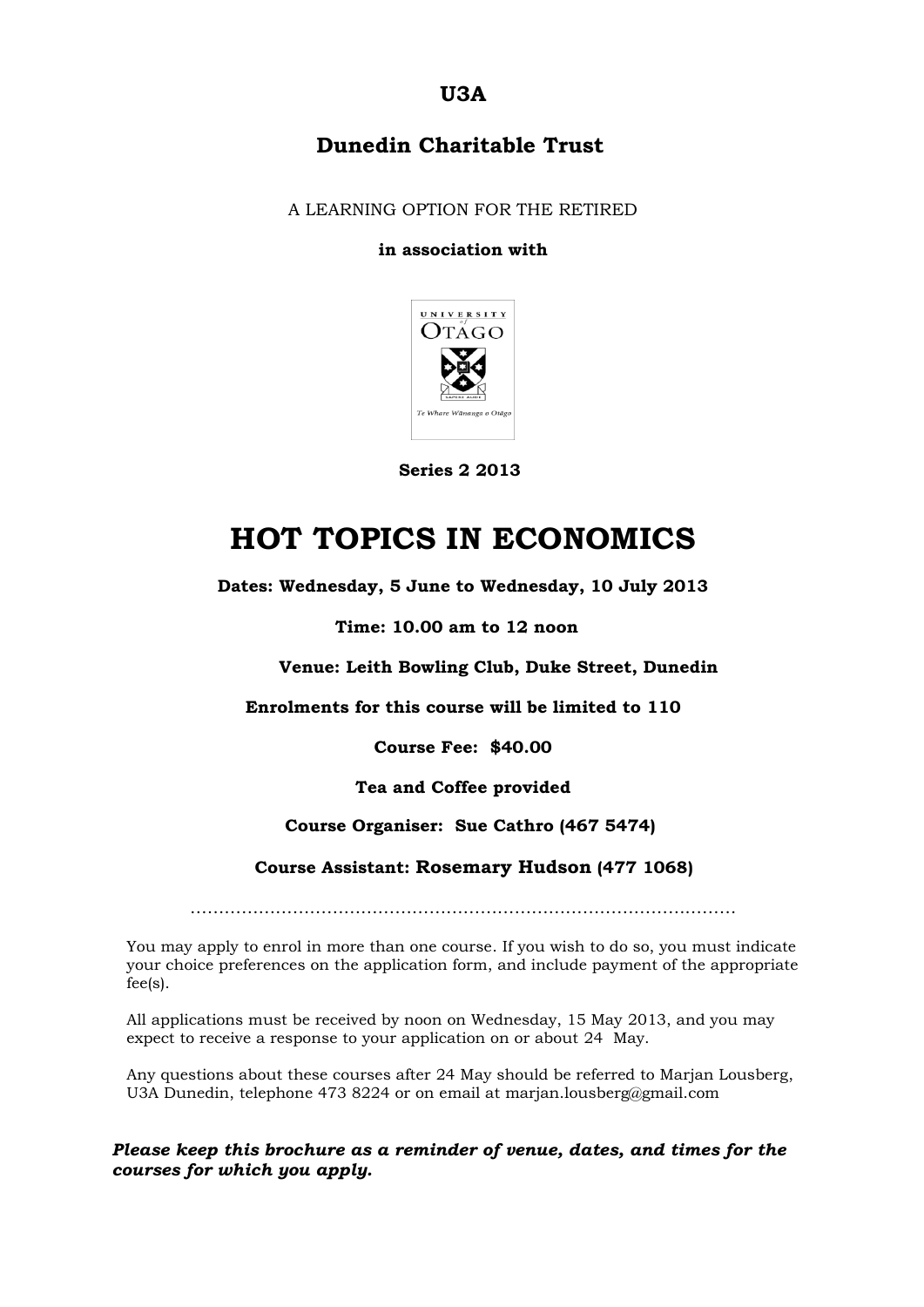**U3A**

**Dunedin Charitable Trust**

A LEARNING OPTION FOR THE RETIRED

**in association with**

**Series 2 2013**

# HOT TOPICS IN ECONOMICS

**Dates: Wednesday, 5 June to Wednesday, 10 July 2013**

**Time: 10.00 am to 12 noon**

**Venue: Leith Bowling Club, Duke Street, Dunedin**

**Enrolments for this course will be limited to 110**

**Course Fee: $40.00**

**Tea and Coffee provided**

**Course Organiser: Sue Cathro (467 5474)**

**Course Assistant: Rosemary Hudson (477 1068)**

………………………………………………………………………………………

You may apply to enrol in more than one course. If you wish to do so, you must indicate your choice preferences on the application form, and include payment of the appropriate fee(s).

All applications must be received by noon on Wednesday, 15 May 2013, and you may expect to receive a response to your application on or about 24 May.

Any questions about these courses after 24 May should be referred to Marjan Lousberg, U3A Dunedin, telephone 473 8224 or on email at marjan.lousberg@gmail.com

***Please keep this brochure as a reminder of venue, dates, and times for the courses for which you apply.***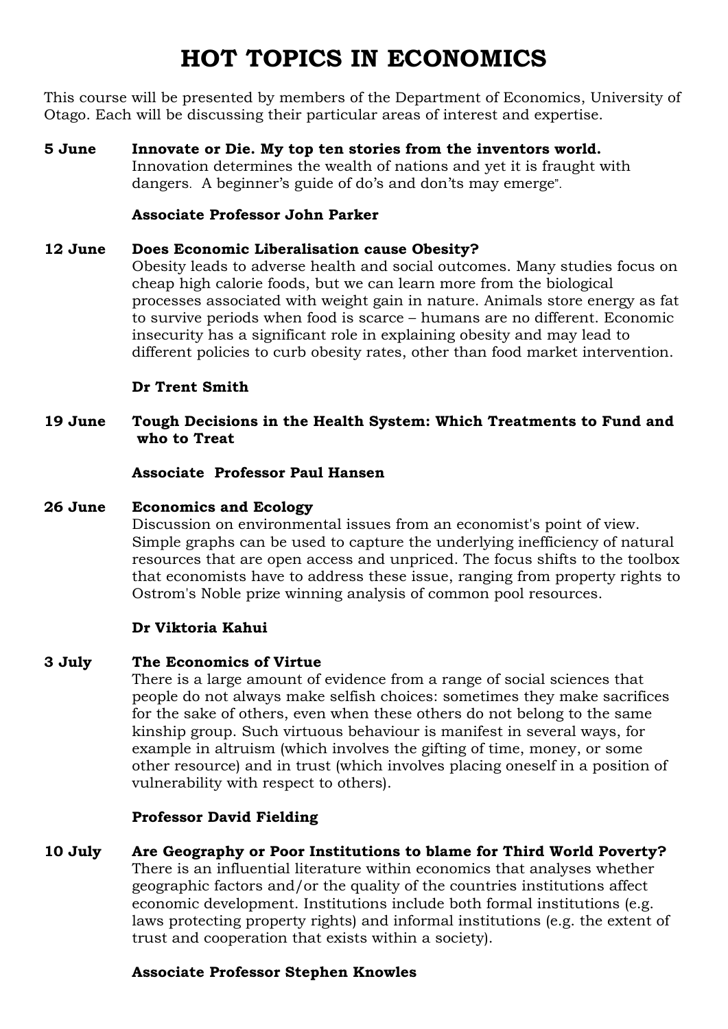# HOT TOPICS IN ECONOMICS

This course will be presented by members of the Department of Economics, University of Otago. Each will be discussing their particular areas of interest and expertise.

**5 June** **Innovate or Die. My top ten stories from the inventors world.**

Innovation determines the wealth of nations and yet it is fraught with dangers. A beginner's guide of do's and don'ts may emerge".

**Associate Professor John Parker**

**12 June** **Does Economic Liberalisation cause Obesity?**

Obesity leads to adverse health and social outcomes. Many studies focus on cheap high calorie foods, but we can learn more from the biological processes associated with weight gain in nature. Animals store energy as fat to survive periods when food is scarce – humans are no different. Economic insecurity has a significant role in explaining obesity and may lead to different policies to curb obesity rates, other than food market intervention.

**Dr Trent Smith**

**19 June** **Tough Decisions in the Health System: Which Treatments to Fund and who to Treat**

**Associate Professor Paul Hansen**

**26 June** **Economics and Ecology**

Discussion on environmental issues from an economist's point of view. Simple graphs can be used to capture the underlying inefficiency of natural resources that are open access and unpriced. The focus shifts to the toolbox that economists have to address these issue, ranging from property rights to Ostrom's Noble prize winning analysis of common pool resources.

**Dr Viktoria Kahui**

**3 July** **The Economics of Virtue**

There is a large amount of evidence from a range of social sciences that people do not always make selfish choices: sometimes they make sacrifices for the sake of others, even when these others do not belong to the same kinship group. Such virtuous behaviour is manifest in several ways, for example in altruism (which involves the gifting of time, money, or some other resource) and in trust (which involves placing oneself in a position of vulnerability with respect to others).

**Professor David Fielding**

**10 July** **Are Geography or Poor Institutions to blame for Third World Poverty?**

There is an influential literature within economics that analyses whether geographic factors and/or the quality of the countries institutions affect economic development. Institutions include both formal institutions (e.g. laws protecting property rights) and informal institutions (e.g. the extent of trust and cooperation that exists within a society).

**Associate Professor Stephen Knowles**